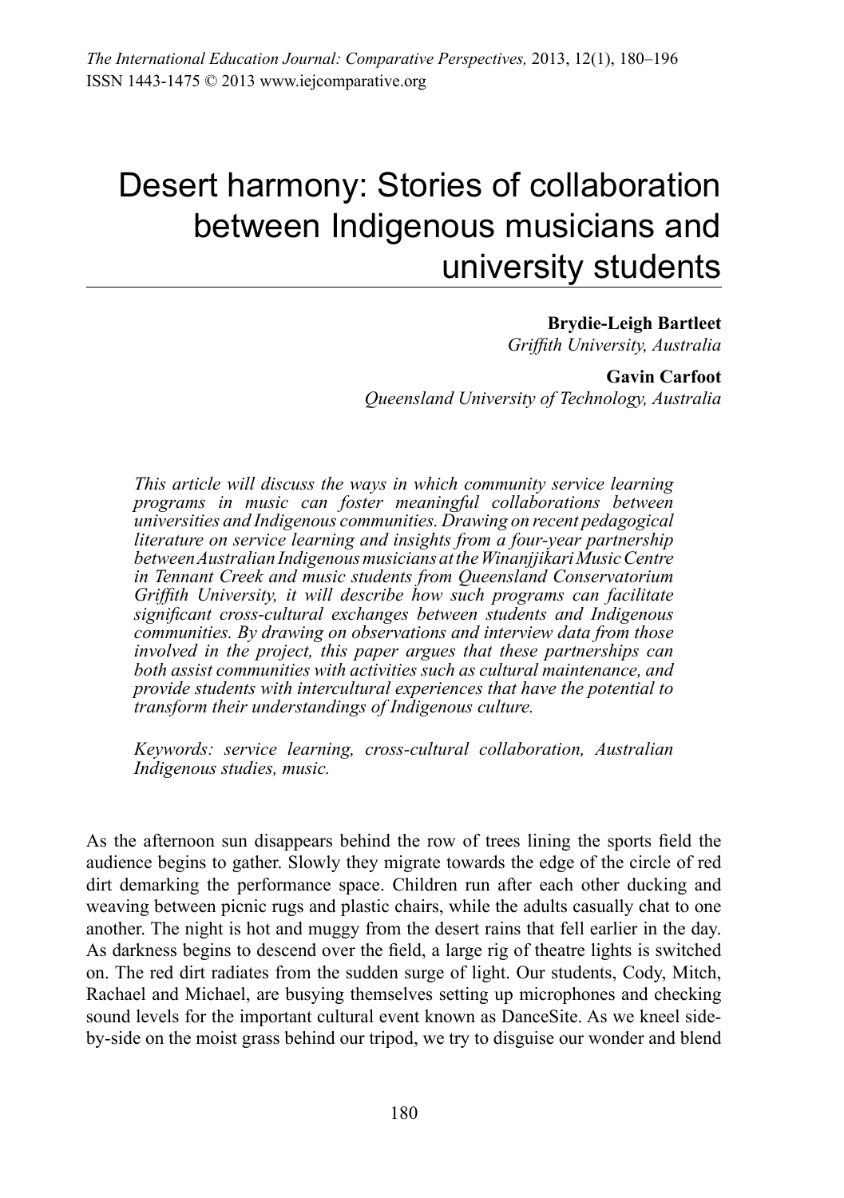# Desert harmony: Stories of collaboration between Indigenous musicians and university students

**Brydie-Leigh Bartleet**
*Griffith University, Australia*

**Gavin Carfoot**
*Queensland University of Technology, Australia*

*This article will discuss the ways in which community service learning programs in music can foster meaningful collaborations between universities and Indigenous communities. Drawing on recent pedagogical literature on service learning and insights from a four-year partnership between Australian Indigenous musicians at the Winanjjikari Music Centre in Tennant Creek and music students from Queensland Conservatorium Griffith University, it will describe how such programs can facilitate significant cross-cultural exchanges between students and Indigenous communities. By drawing on observations and interview data from those involved in the project, this paper argues that these partnerships can both assist communities with activities such as cultural maintenance, and provide students with intercultural experiences that have the potential to transform their understandings of Indigenous culture.*

*Keywords: service learning, cross-cultural collaboration, Australian Indigenous studies, music.*

As the afternoon sun disappears behind the row of trees lining the sports field the audience begins to gather. Slowly they migrate towards the edge of the circle of red dirt demarking the performance space. Children run after each other ducking and weaving between picnic rugs and plastic chairs, while the adults casually chat to one another. The night is hot and muggy from the desert rains that fell earlier in the day. As darkness begins to descend over the field, a large rig of theatre lights is switched on. The red dirt radiates from the sudden surge of light. Our students, Cody, Mitch, Rachael and Michael, are busying themselves setting up microphones and checking sound levels for the important cultural event known as DanceSite. As we kneel side-by-side on the moist grass behind our tripod, we try to disguise our wonder and blend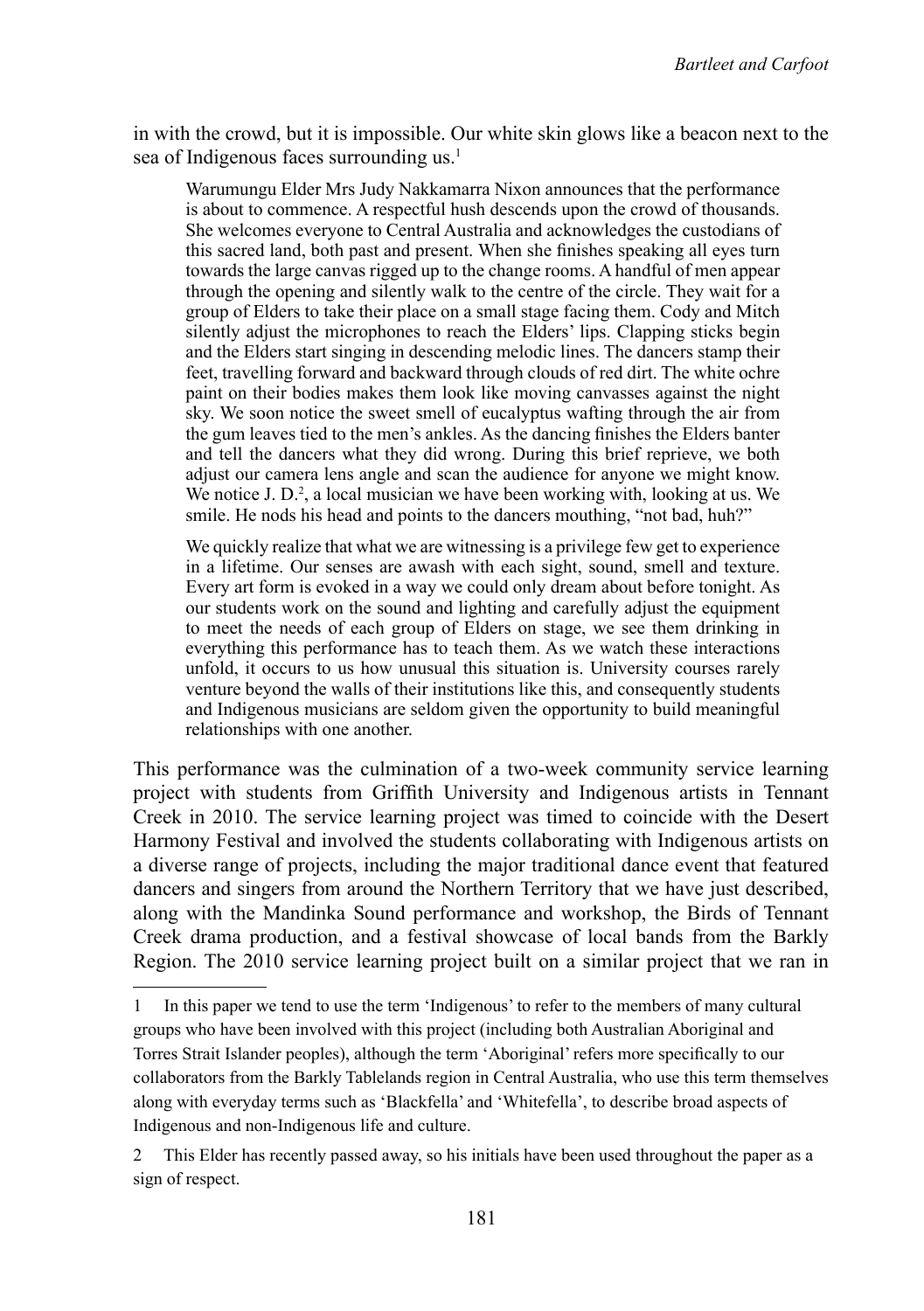in with the crowd, but it is impossible. Our white skin glows like a beacon next to the sea of Indigenous faces surrounding us.[1]

> Warumungu Elder Mrs Judy Nakkamarra Nixon announces that the performance is about to commence. A respectful hush descends upon the crowd of thousands. She welcomes everyone to Central Australia and acknowledges the custodians of this sacred land, both past and present. When she finishes speaking all eyes turn towards the large canvas rigged up to the change rooms. A handful of men appear through the opening and silently walk to the centre of the circle. They wait for a group of Elders to take their place on a small stage facing them. Cody and Mitch silently adjust the microphones to reach the Elders' lips. Clapping sticks begin and the Elders start singing in descending melodic lines. The dancers stamp their feet, travelling forward and backward through clouds of red dirt. The white ochre paint on their bodies makes them look like moving canvasses against the night sky. We soon notice the sweet smell of eucalyptus wafting through the air from the gum leaves tied to the men's ankles. As the dancing finishes the Elders banter and tell the dancers what they did wrong. During this brief reprieve, we both adjust our camera lens angle and scan the audience for anyone we might know. We notice J. D.[2], a local musician we have been working with, looking at us. We smile. He nods his head and points to the dancers mouthing, "not bad, huh?"
>
> We quickly realize that what we are witnessing is a privilege few get to experience in a lifetime. Our senses are awash with each sight, sound, smell and texture. Every art form is evoked in a way we could only dream about before tonight. As our students work on the sound and lighting and carefully adjust the equipment to meet the needs of each group of Elders on stage, we see them drinking in everything this performance has to teach them. As we watch these interactions unfold, it occurs to us how unusual this situation is. University courses rarely venture beyond the walls of their institutions like this, and consequently students and Indigenous musicians are seldom given the opportunity to build meaningful relationships with one another.

This performance was the culmination of a two-week community service learning project with students from Griffith University and Indigenous artists in Tennant Creek in 2010. The service learning project was timed to coincide with the Desert Harmony Festival and involved the students collaborating with Indigenous artists on a diverse range of projects, including the major traditional dance event that featured dancers and singers from around the Northern Territory that we have just described, along with the Mandinka Sound performance and workshop, the Birds of Tennant Creek drama production, and a festival showcase of local bands from the Barkly Region. The 2010 service learning project built on a similar project that we ran in

---

1 In this paper we tend to use the term 'Indigenous' to refer to the members of many cultural groups who have been involved with this project (including both Australian Aboriginal and Torres Strait Islander peoples), although the term 'Aboriginal' refers more specifically to our collaborators from the Barkly Tablelands region in Central Australia, who use this term themselves along with everyday terms such as 'Blackfella' and 'Whitefella', to describe broad aspects of Indigenous and non-Indigenous life and culture.

2 This Elder has recently passed away, so his initials have been used throughout the paper as a sign of respect.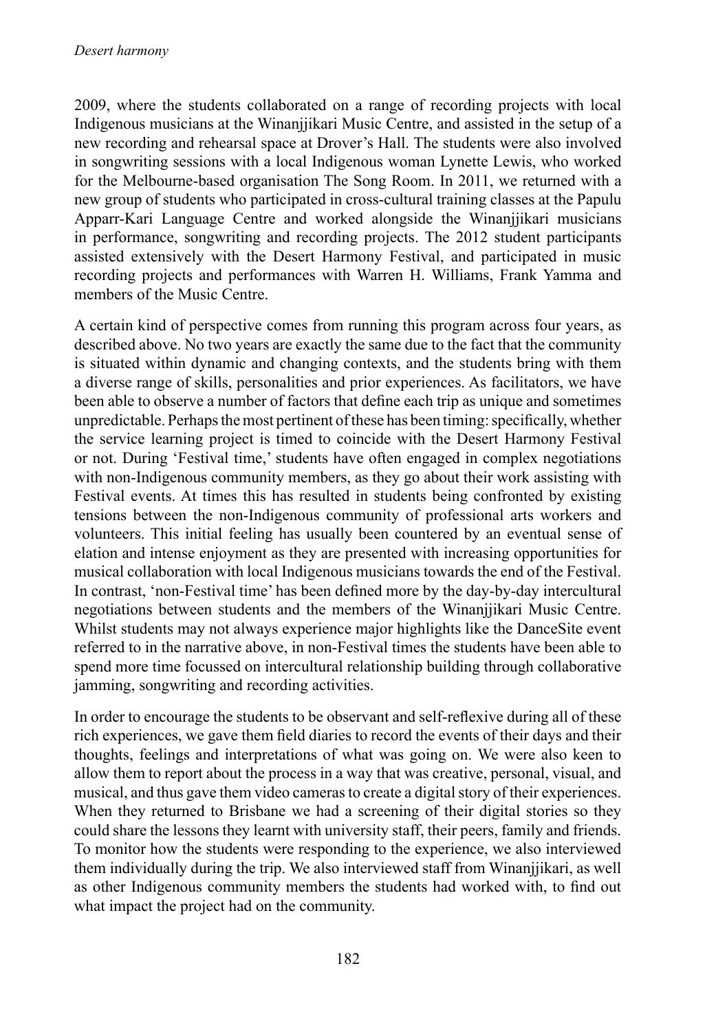2009, where the students collaborated on a range of recording projects with local Indigenous musicians at the Winanjjikari Music Centre, and assisted in the setup of a new recording and rehearsal space at Drover's Hall. The students were also involved in songwriting sessions with a local Indigenous woman Lynette Lewis, who worked for the Melbourne-based organisation The Song Room. In 2011, we returned with a new group of students who participated in cross-cultural training classes at the Papulu Apparr-Kari Language Centre and worked alongside the Winanjjikari musicians in performance, songwriting and recording projects. The 2012 student participants assisted extensively with the Desert Harmony Festival, and participated in music recording projects and performances with Warren H. Williams, Frank Yamma and members of the Music Centre.

A certain kind of perspective comes from running this program across four years, as described above. No two years are exactly the same due to the fact that the community is situated within dynamic and changing contexts, and the students bring with them a diverse range of skills, personalities and prior experiences. As facilitators, we have been able to observe a number of factors that define each trip as unique and sometimes unpredictable. Perhaps the most pertinent of these has been timing: specifically, whether the service learning project is timed to coincide with the Desert Harmony Festival or not. During 'Festival time,' students have often engaged in complex negotiations with non-Indigenous community members, as they go about their work assisting with Festival events. At times this has resulted in students being confronted by existing tensions between the non-Indigenous community of professional arts workers and volunteers. This initial feeling has usually been countered by an eventual sense of elation and intense enjoyment as they are presented with increasing opportunities for musical collaboration with local Indigenous musicians towards the end of the Festival. In contrast, 'non-Festival time' has been defined more by the day-by-day intercultural negotiations between students and the members of the Winanjjikari Music Centre. Whilst students may not always experience major highlights like the DanceSite event referred to in the narrative above, in non-Festival times the students have been able to spend more time focussed on intercultural relationship building through collaborative jamming, songwriting and recording activities.

In order to encourage the students to be observant and self-reflexive during all of these rich experiences, we gave them field diaries to record the events of their days and their thoughts, feelings and interpretations of what was going on. We were also keen to allow them to report about the process in a way that was creative, personal, visual, and musical, and thus gave them video cameras to create a digital story of their experiences. When they returned to Brisbane we had a screening of their digital stories so they could share the lessons they learnt with university staff, their peers, family and friends. To monitor how the students were responding to the experience, we also interviewed them individually during the trip. We also interviewed staff from Winanjjikari, as well as other Indigenous community members the students had worked with, to find out what impact the project had on the community.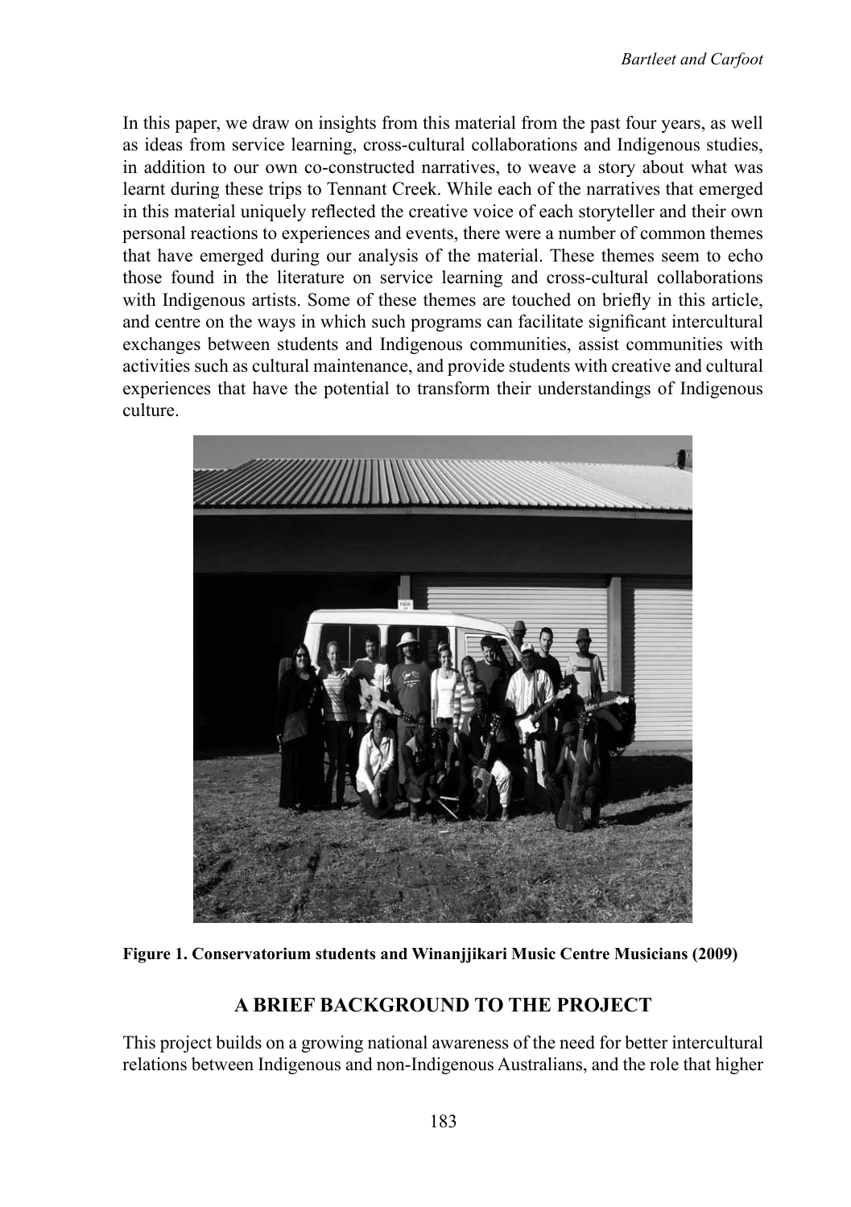In this paper, we draw on insights from this material from the past four years, as well as ideas from service learning, cross-cultural collaborations and Indigenous studies, in addition to our own co-constructed narratives, to weave a story about what was learnt during these trips to Tennant Creek. While each of the narratives that emerged in this material uniquely reflected the creative voice of each storyteller and their own personal reactions to experiences and events, there were a number of common themes that have emerged during our analysis of the material. These themes seem to echo those found in the literature on service learning and cross-cultural collaborations with Indigenous artists. Some of these themes are touched on briefly in this article, and centre on the ways in which such programs can facilitate significant intercultural exchanges between students and Indigenous communities, assist communities with activities such as cultural maintenance, and provide students with creative and cultural experiences that have the potential to transform their understandings of Indigenous culture.

**Figure 1. Conservatorium students and Winanjjikari Music Centre Musicians (2009)**

## A BRIEF BACKGROUND TO THE PROJECT

This project builds on a growing national awareness of the need for better intercultural relations between Indigenous and non-Indigenous Australians, and the role that higher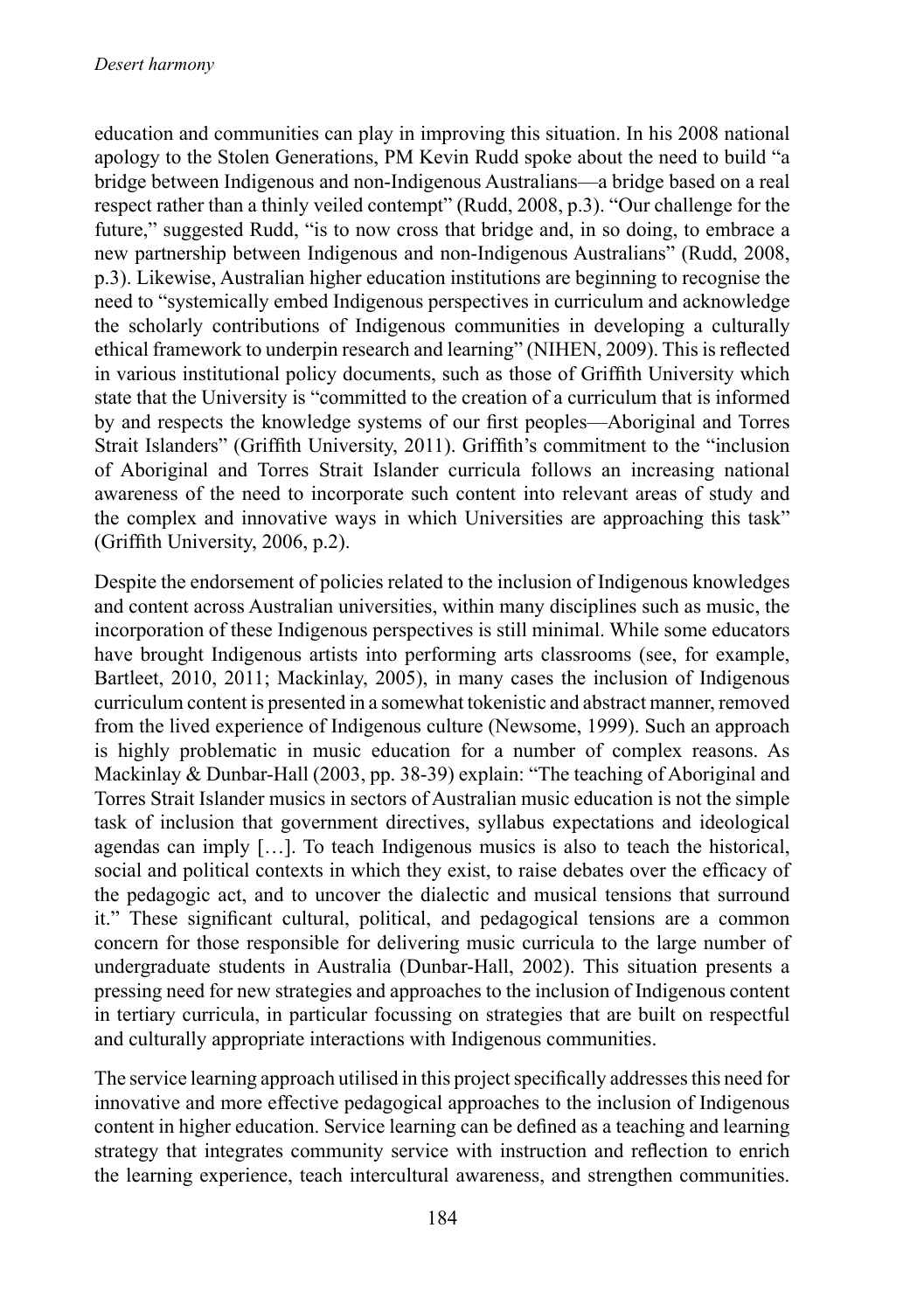education and communities can play in improving this situation. In his 2008 national apology to the Stolen Generations, PM Kevin Rudd spoke about the need to build "a bridge between Indigenous and non-Indigenous Australians—a bridge based on a real respect rather than a thinly veiled contempt" (Rudd, 2008, p.3). "Our challenge for the future," suggested Rudd, "is to now cross that bridge and, in so doing, to embrace a new partnership between Indigenous and non-Indigenous Australians" (Rudd, 2008, p.3). Likewise, Australian higher education institutions are beginning to recognise the need to "systemically embed Indigenous perspectives in curriculum and acknowledge the scholarly contributions of Indigenous communities in developing a culturally ethical framework to underpin research and learning" (NIHEN, 2009). This is reflected in various institutional policy documents, such as those of Griffith University which state that the University is "committed to the creation of a curriculum that is informed by and respects the knowledge systems of our first peoples—Aboriginal and Torres Strait Islanders" (Griffith University, 2011). Griffith's commitment to the "inclusion of Aboriginal and Torres Strait Islander curricula follows an increasing national awareness of the need to incorporate such content into relevant areas of study and the complex and innovative ways in which Universities are approaching this task" (Griffith University, 2006, p.2).

Despite the endorsement of policies related to the inclusion of Indigenous knowledges and content across Australian universities, within many disciplines such as music, the incorporation of these Indigenous perspectives is still minimal. While some educators have brought Indigenous artists into performing arts classrooms (see, for example, Bartleet, 2010, 2011; Mackinlay, 2005), in many cases the inclusion of Indigenous curriculum content is presented in a somewhat tokenistic and abstract manner, removed from the lived experience of Indigenous culture (Newsome, 1999). Such an approach is highly problematic in music education for a number of complex reasons. As Mackinlay & Dunbar-Hall (2003, pp. 38-39) explain: "The teaching of Aboriginal and Torres Strait Islander musics in sectors of Australian music education is not the simple task of inclusion that government directives, syllabus expectations and ideological agendas can imply […]. To teach Indigenous musics is also to teach the historical, social and political contexts in which they exist, to raise debates over the efficacy of the pedagogic act, and to uncover the dialectic and musical tensions that surround it." These significant cultural, political, and pedagogical tensions are a common concern for those responsible for delivering music curricula to the large number of undergraduate students in Australia (Dunbar-Hall, 2002). This situation presents a pressing need for new strategies and approaches to the inclusion of Indigenous content in tertiary curricula, in particular focussing on strategies that are built on respectful and culturally appropriate interactions with Indigenous communities.

The service learning approach utilised in this project specifically addresses this need for innovative and more effective pedagogical approaches to the inclusion of Indigenous content in higher education. Service learning can be defined as a teaching and learning strategy that integrates community service with instruction and reflection to enrich the learning experience, teach intercultural awareness, and strengthen communities.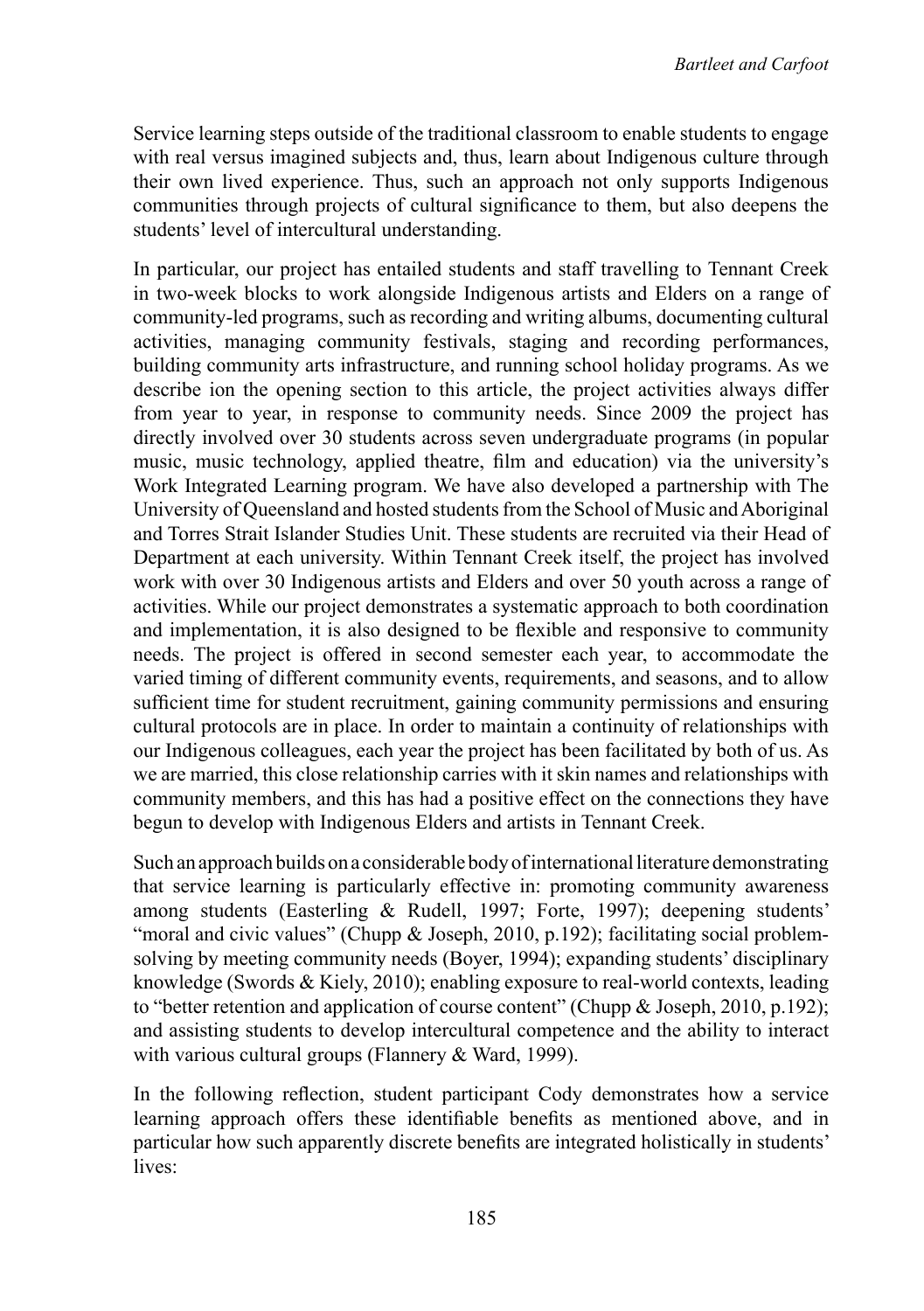Service learning steps outside of the traditional classroom to enable students to engage with real versus imagined subjects and, thus, learn about Indigenous culture through their own lived experience. Thus, such an approach not only supports Indigenous communities through projects of cultural significance to them, but also deepens the students' level of intercultural understanding.

In particular, our project has entailed students and staff travelling to Tennant Creek in two-week blocks to work alongside Indigenous artists and Elders on a range of community-led programs, such as recording and writing albums, documenting cultural activities, managing community festivals, staging and recording performances, building community arts infrastructure, and running school holiday programs. As we describe ion the opening section to this article, the project activities always differ from year to year, in response to community needs. Since 2009 the project has directly involved over 30 students across seven undergraduate programs (in popular music, music technology, applied theatre, film and education) via the university's Work Integrated Learning program. We have also developed a partnership with The University of Queensland and hosted students from the School of Music and Aboriginal and Torres Strait Islander Studies Unit. These students are recruited via their Head of Department at each university. Within Tennant Creek itself, the project has involved work with over 30 Indigenous artists and Elders and over 50 youth across a range of activities. While our project demonstrates a systematic approach to both coordination and implementation, it is also designed to be flexible and responsive to community needs. The project is offered in second semester each year, to accommodate the varied timing of different community events, requirements, and seasons, and to allow sufficient time for student recruitment, gaining community permissions and ensuring cultural protocols are in place. In order to maintain a continuity of relationships with our Indigenous colleagues, each year the project has been facilitated by both of us. As we are married, this close relationship carries with it skin names and relationships with community members, and this has had a positive effect on the connections they have begun to develop with Indigenous Elders and artists in Tennant Creek.

Such an approach builds on a considerable body of international literature demonstrating that service learning is particularly effective in: promoting community awareness among students (Easterling & Rudell, 1997; Forte, 1997); deepening students' "moral and civic values" (Chupp & Joseph, 2010, p.192); facilitating social problem-solving by meeting community needs (Boyer, 1994); expanding students' disciplinary knowledge (Swords & Kiely, 2010); enabling exposure to real-world contexts, leading to "better retention and application of course content" (Chupp & Joseph, 2010, p.192); and assisting students to develop intercultural competence and the ability to interact with various cultural groups (Flannery & Ward, 1999).

In the following reflection, student participant Cody demonstrates how a service learning approach offers these identifiable benefits as mentioned above, and in particular how such apparently discrete benefits are integrated holistically in students' lives: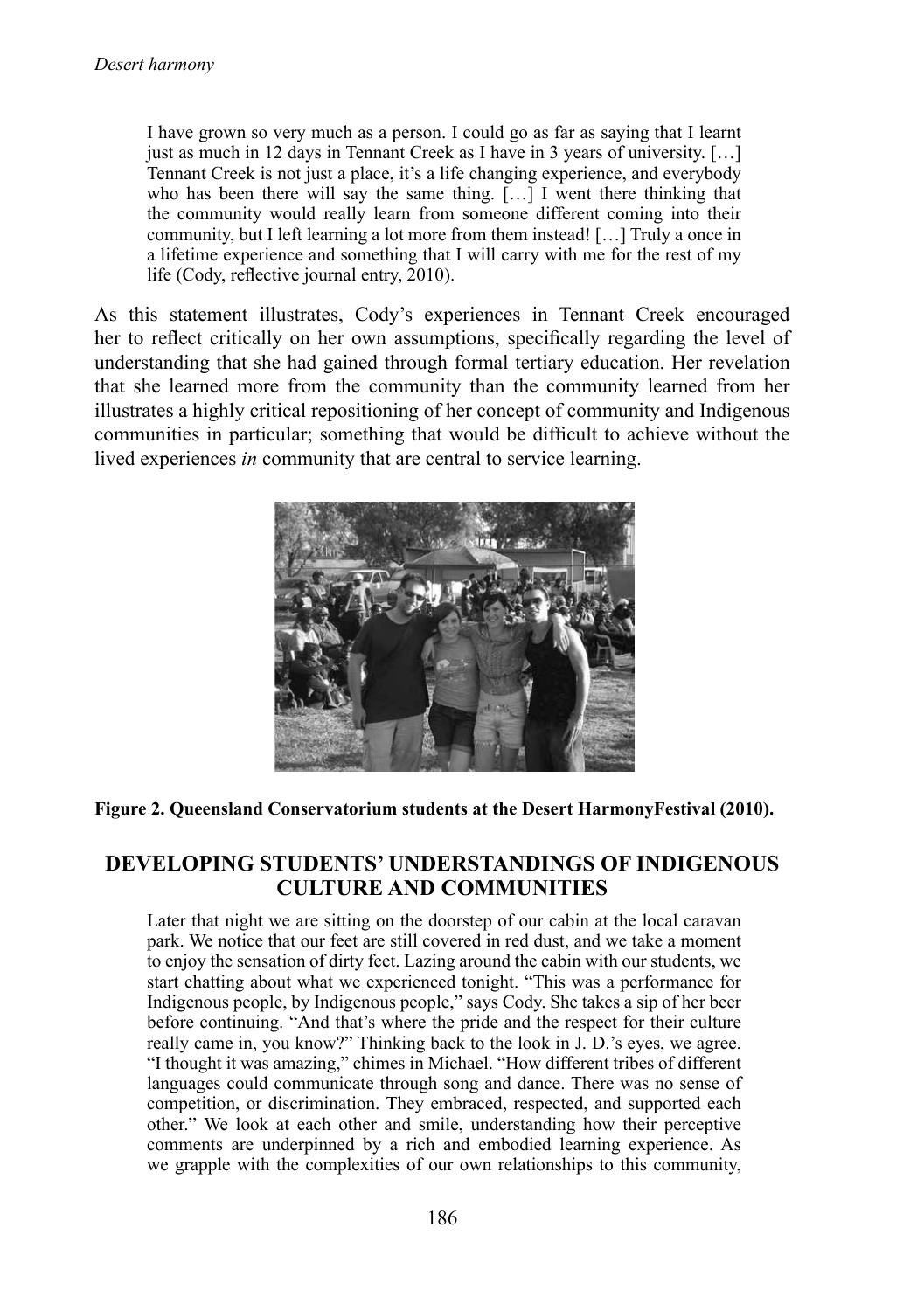> I have grown so very much as a person. I could go as far as saying that I learnt just as much in 12 days in Tennant Creek as I have in 3 years of university. […] Tennant Creek is not just a place, it's a life changing experience, and everybody who has been there will say the same thing. […] I went there thinking that the community would really learn from someone different coming into their community, but I left learning a lot more from them instead! […] Truly a once in a lifetime experience and something that I will carry with me for the rest of my life (Cody, reflective journal entry, 2010).

As this statement illustrates, Cody's experiences in Tennant Creek encouraged her to reflect critically on her own assumptions, specifically regarding the level of understanding that she had gained through formal tertiary education. Her revelation that she learned more from the community than the community learned from her illustrates a highly critical repositioning of her concept of community and Indigenous communities in particular; something that would be difficult to achieve without the lived experiences *in* community that are central to service learning.

**Figure 2. Queensland Conservatorium students at the Desert HarmonyFestival (2010).**

## DEVELOPING STUDENTS' UNDERSTANDINGS OF INDIGENOUS CULTURE AND COMMUNITIES

> Later that night we are sitting on the doorstep of our cabin at the local caravan park. We notice that our feet are still covered in red dust, and we take a moment to enjoy the sensation of dirty feet. Lazing around the cabin with our students, we start chatting about what we experienced tonight. "This was a performance for Indigenous people, by Indigenous people," says Cody. She takes a sip of her beer before continuing. "And that's where the pride and the respect for their culture really came in, you know?" Thinking back to the look in J. D.'s eyes, we agree. "I thought it was amazing," chimes in Michael. "How different tribes of different languages could communicate through song and dance. There was no sense of competition, or discrimination. They embraced, respected, and supported each other." We look at each other and smile, understanding how their perceptive comments are underpinned by a rich and embodied learning experience. As we grapple with the complexities of our own relationships to this community,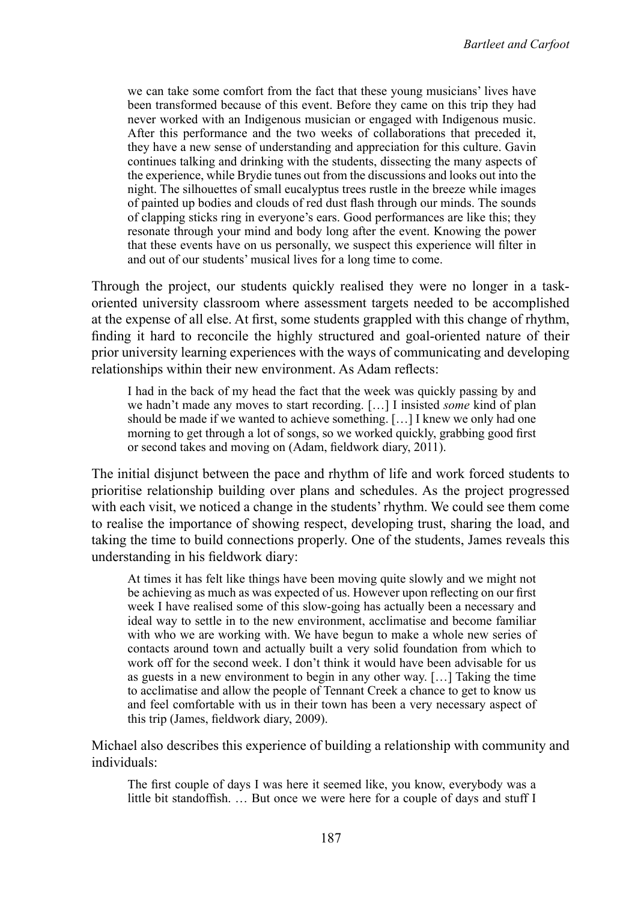> we can take some comfort from the fact that these young musicians' lives have been transformed because of this event. Before they came on this trip they had never worked with an Indigenous musician or engaged with Indigenous music. After this performance and the two weeks of collaborations that preceded it, they have a new sense of understanding and appreciation for this culture. Gavin continues talking and drinking with the students, dissecting the many aspects of the experience, while Brydie tunes out from the discussions and looks out into the night. The silhouettes of small eucalyptus trees rustle in the breeze while images of painted up bodies and clouds of red dust flash through our minds. The sounds of clapping sticks ring in everyone's ears. Good performances are like this; they resonate through your mind and body long after the event. Knowing the power that these events have on us personally, we suspect this experience will filter in and out of our students' musical lives for a long time to come.

Through the project, our students quickly realised they were no longer in a task-oriented university classroom where assessment targets needed to be accomplished at the expense of all else. At first, some students grappled with this change of rhythm, finding it hard to reconcile the highly structured and goal-oriented nature of their prior university learning experiences with the ways of communicating and developing relationships within their new environment. As Adam reflects:

> I had in the back of my head the fact that the week was quickly passing by and we hadn't made any moves to start recording. […] I insisted *some* kind of plan should be made if we wanted to achieve something. […] I knew we only had one morning to get through a lot of songs, so we worked quickly, grabbing good first or second takes and moving on (Adam, fieldwork diary, 2011).

The initial disjunct between the pace and rhythm of life and work forced students to prioritise relationship building over plans and schedules. As the project progressed with each visit, we noticed a change in the students' rhythm. We could see them come to realise the importance of showing respect, developing trust, sharing the load, and taking the time to build connections properly. One of the students, James reveals this understanding in his fieldwork diary:

> At times it has felt like things have been moving quite slowly and we might not be achieving as much as was expected of us. However upon reflecting on our first week I have realised some of this slow-going has actually been a necessary and ideal way to settle in to the new environment, acclimatise and become familiar with who we are working with. We have begun to make a whole new series of contacts around town and actually built a very solid foundation from which to work off for the second week. I don't think it would have been advisable for us as guests in a new environment to begin in any other way. […] Taking the time to acclimatise and allow the people of Tennant Creek a chance to get to know us and feel comfortable with us in their town has been a very necessary aspect of this trip (James, fieldwork diary, 2009).

Michael also describes this experience of building a relationship with community and individuals:

> The first couple of days I was here it seemed like, you know, everybody was a little bit standoffish. … But once we were here for a couple of days and stuff I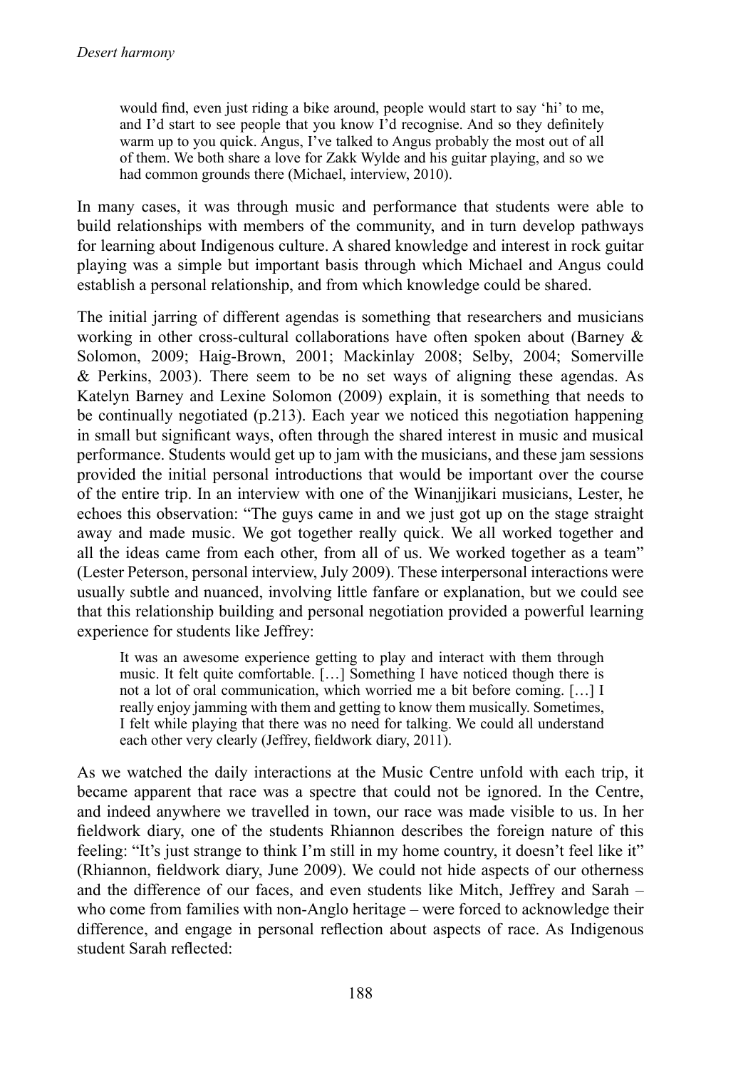would find, even just riding a bike around, people would start to say 'hi' to me, and I'd start to see people that you know I'd recognise. And so they definitely warm up to you quick. Angus, I've talked to Angus probably the most out of all of them. We both share a love for Zakk Wylde and his guitar playing, and so we had common grounds there (Michael, interview, 2010).

In many cases, it was through music and performance that students were able to build relationships with members of the community, and in turn develop pathways for learning about Indigenous culture. A shared knowledge and interest in rock guitar playing was a simple but important basis through which Michael and Angus could establish a personal relationship, and from which knowledge could be shared.

The initial jarring of different agendas is something that researchers and musicians working in other cross-cultural collaborations have often spoken about (Barney & Solomon, 2009; Haig-Brown, 2001; Mackinlay 2008; Selby, 2004; Somerville & Perkins, 2003). There seem to be no set ways of aligning these agendas. As Katelyn Barney and Lexine Solomon (2009) explain, it is something that needs to be continually negotiated (p.213). Each year we noticed this negotiation happening in small but significant ways, often through the shared interest in music and musical performance. Students would get up to jam with the musicians, and these jam sessions provided the initial personal introductions that would be important over the course of the entire trip. In an interview with one of the Winanjjikari musicians, Lester, he echoes this observation: "The guys came in and we just got up on the stage straight away and made music. We got together really quick. We all worked together and all the ideas came from each other, from all of us. We worked together as a team" (Lester Peterson, personal interview, July 2009). These interpersonal interactions were usually subtle and nuanced, involving little fanfare or explanation, but we could see that this relationship building and personal negotiation provided a powerful learning experience for students like Jeffrey:

> It was an awesome experience getting to play and interact with them through music. It felt quite comfortable. […] Something I have noticed though there is not a lot of oral communication, which worried me a bit before coming. […] I really enjoy jamming with them and getting to know them musically. Sometimes, I felt while playing that there was no need for talking. We could all understand each other very clearly (Jeffrey, fieldwork diary, 2011).

As we watched the daily interactions at the Music Centre unfold with each trip, it became apparent that race was a spectre that could not be ignored. In the Centre, and indeed anywhere we travelled in town, our race was made visible to us. In her fieldwork diary, one of the students Rhiannon describes the foreign nature of this feeling: "It's just strange to think I'm still in my home country, it doesn't feel like it" (Rhiannon, fieldwork diary, June 2009). We could not hide aspects of our otherness and the difference of our faces, and even students like Mitch, Jeffrey and Sarah – who come from families with non-Anglo heritage – were forced to acknowledge their difference, and engage in personal reflection about aspects of race. As Indigenous student Sarah reflected: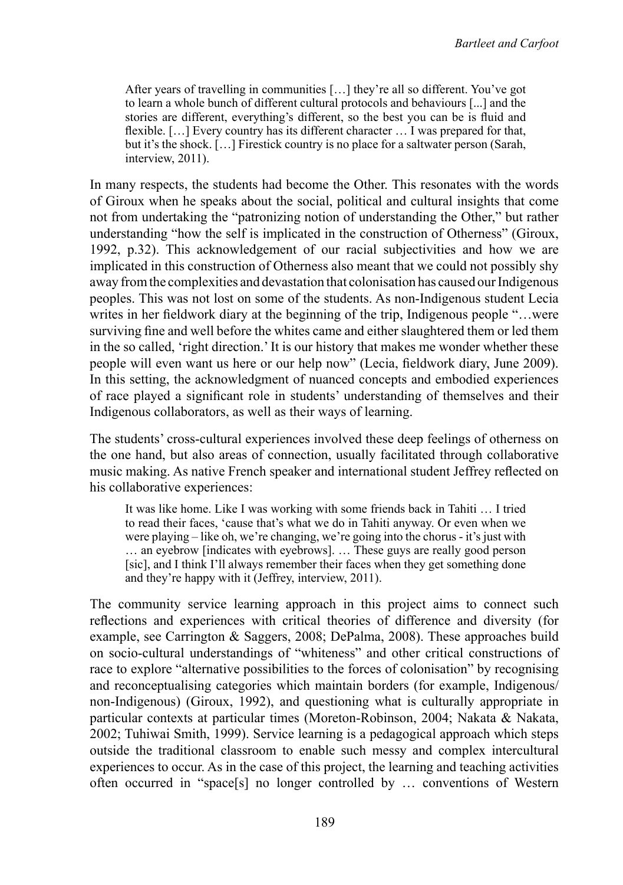> After years of travelling in communities […] they're all so different. You've got to learn a whole bunch of different cultural protocols and behaviours [...] and the stories are different, everything's different, so the best you can be is fluid and flexible. […] Every country has its different character … I was prepared for that, but it's the shock. […] Firestick country is no place for a saltwater person (Sarah, interview, 2011).

In many respects, the students had become the Other. This resonates with the words of Giroux when he speaks about the social, political and cultural insights that come not from undertaking the "patronizing notion of understanding the Other," but rather understanding "how the self is implicated in the construction of Otherness" (Giroux, 1992, p.32). This acknowledgement of our racial subjectivities and how we are implicated in this construction of Otherness also meant that we could not possibly shy away from the complexities and devastation that colonisation has caused our Indigenous peoples. This was not lost on some of the students. As non-Indigenous student Lecia writes in her fieldwork diary at the beginning of the trip, Indigenous people "…were surviving fine and well before the whites came and either slaughtered them or led them in the so called, 'right direction.' It is our history that makes me wonder whether these people will even want us here or our help now" (Lecia, fieldwork diary, June 2009). In this setting, the acknowledgment of nuanced concepts and embodied experiences of race played a significant role in students' understanding of themselves and their Indigenous collaborators, as well as their ways of learning.

The students' cross-cultural experiences involved these deep feelings of otherness on the one hand, but also areas of connection, usually facilitated through collaborative music making. As native French speaker and international student Jeffrey reflected on his collaborative experiences:

> It was like home. Like I was working with some friends back in Tahiti … I tried to read their faces, 'cause that's what we do in Tahiti anyway. Or even when we were playing – like oh, we're changing, we're going into the chorus - it's just with … an eyebrow [indicates with eyebrows]. … These guys are really good person [sic], and I think I'll always remember their faces when they get something done and they're happy with it (Jeffrey, interview, 2011).

The community service learning approach in this project aims to connect such reflections and experiences with critical theories of difference and diversity (for example, see Carrington & Saggers, 2008; DePalma, 2008). These approaches build on socio-cultural understandings of "whiteness" and other critical constructions of race to explore "alternative possibilities to the forces of colonisation" by recognising and reconceptualising categories which maintain borders (for example, Indigenous/non-Indigenous) (Giroux, 1992), and questioning what is culturally appropriate in particular contexts at particular times (Moreton-Robinson, 2004; Nakata & Nakata, 2002; Tuhiwai Smith, 1999). Service learning is a pedagogical approach which steps outside the traditional classroom to enable such messy and complex intercultural experiences to occur. As in the case of this project, the learning and teaching activities often occurred in "space[s] no longer controlled by … conventions of Western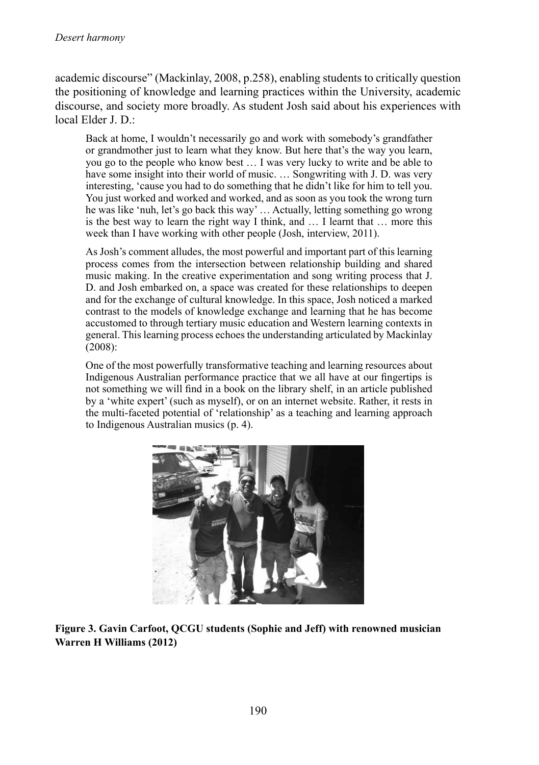academic discourse" (Mackinlay, 2008, p.258), enabling students to critically question the positioning of knowledge and learning practices within the University, academic discourse, and society more broadly. As student Josh said about his experiences with local Elder J. D.:

> Back at home, I wouldn't necessarily go and work with somebody's grandfather or grandmother just to learn what they know. But here that's the way you learn, you go to the people who know best … I was very lucky to write and be able to have some insight into their world of music. … Songwriting with J. D. was very interesting, 'cause you had to do something that he didn't like for him to tell you. You just worked and worked and worked, and as soon as you took the wrong turn he was like 'nuh, let's go back this way' … Actually, letting something go wrong is the best way to learn the right way I think, and … I learnt that … more this week than I have working with other people (Josh, interview, 2011).

As Josh's comment alludes, the most powerful and important part of this learning process comes from the intersection between relationship building and shared music making. In the creative experimentation and song writing process that J. D. and Josh embarked on, a space was created for these relationships to deepen and for the exchange of cultural knowledge. In this space, Josh noticed a marked contrast to the models of knowledge exchange and learning that he has become accustomed to through tertiary music education and Western learning contexts in general. This learning process echoes the understanding articulated by Mackinlay (2008):

> One of the most powerfully transformative teaching and learning resources about Indigenous Australian performance practice that we all have at our fingertips is not something we will find in a book on the library shelf, in an article published by a 'white expert' (such as myself), or on an internet website. Rather, it rests in the multi-faceted potential of 'relationship' as a teaching and learning approach to Indigenous Australian musics (p. 4).

**Figure 3. Gavin Carfoot, QCGU students (Sophie and Jeff) with renowned musician Warren H Williams (2012)**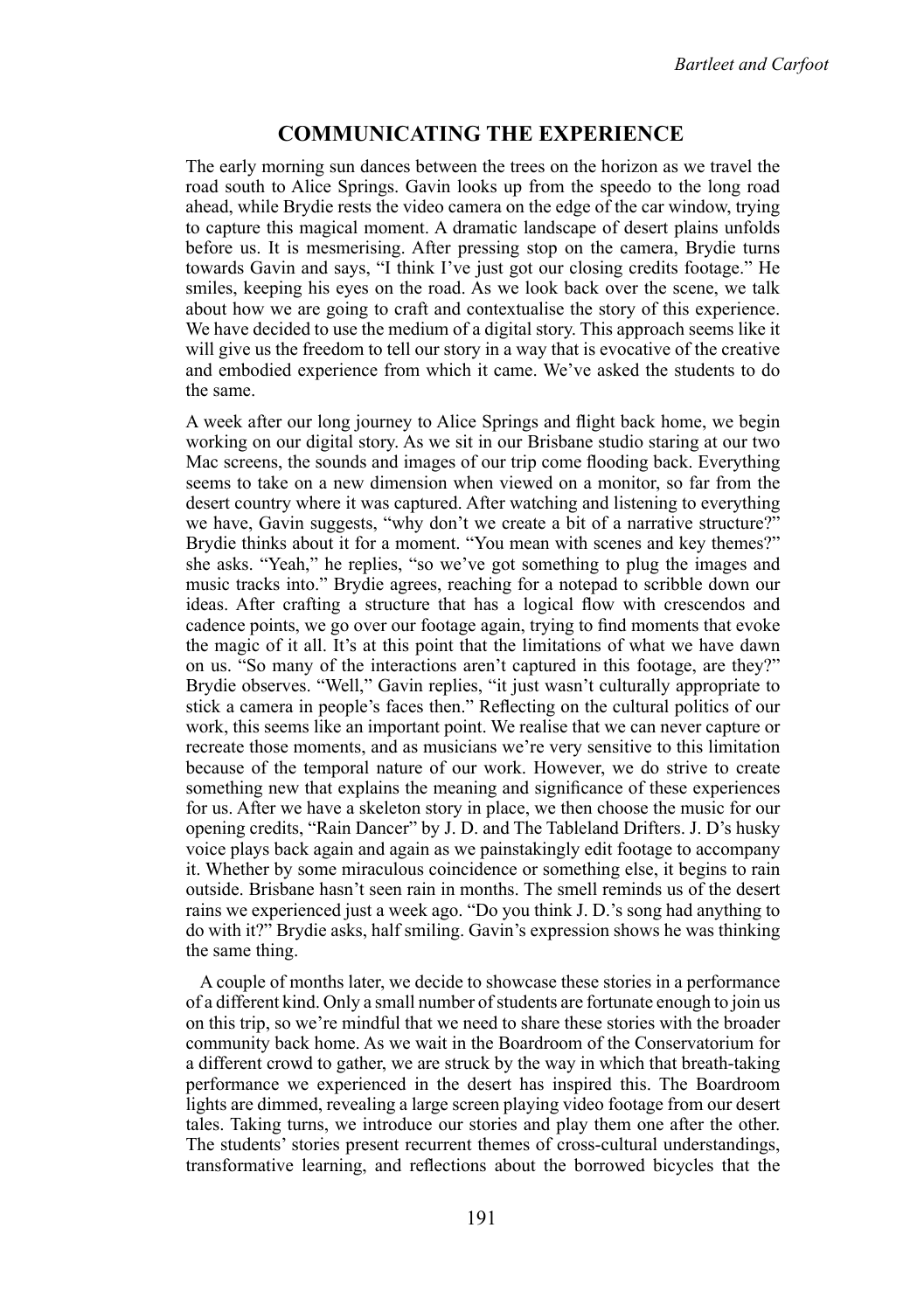## COMMUNICATING THE EXPERIENCE

The early morning sun dances between the trees on the horizon as we travel the road south to Alice Springs. Gavin looks up from the speedo to the long road ahead, while Brydie rests the video camera on the edge of the car window, trying to capture this magical moment. A dramatic landscape of desert plains unfolds before us. It is mesmerising. After pressing stop on the camera, Brydie turns towards Gavin and says, "I think I've just got our closing credits footage." He smiles, keeping his eyes on the road. As we look back over the scene, we talk about how we are going to craft and contextualise the story of this experience. We have decided to use the medium of a digital story. This approach seems like it will give us the freedom to tell our story in a way that is evocative of the creative and embodied experience from which it came. We've asked the students to do the same.

A week after our long journey to Alice Springs and flight back home, we begin working on our digital story. As we sit in our Brisbane studio staring at our two Mac screens, the sounds and images of our trip come flooding back. Everything seems to take on a new dimension when viewed on a monitor, so far from the desert country where it was captured. After watching and listening to everything we have, Gavin suggests, "why don't we create a bit of a narrative structure?" Brydie thinks about it for a moment. "You mean with scenes and key themes?" she asks. "Yeah," he replies, "so we've got something to plug the images and music tracks into." Brydie agrees, reaching for a notepad to scribble down our ideas. After crafting a structure that has a logical flow with crescendos and cadence points, we go over our footage again, trying to find moments that evoke the magic of it all. It's at this point that the limitations of what we have dawn on us. "So many of the interactions aren't captured in this footage, are they?" Brydie observes. "Well," Gavin replies, "it just wasn't culturally appropriate to stick a camera in people's faces then." Reflecting on the cultural politics of our work, this seems like an important point. We realise that we can never capture or recreate those moments, and as musicians we're very sensitive to this limitation because of the temporal nature of our work. However, we do strive to create something new that explains the meaning and significance of these experiences for us. After we have a skeleton story in place, we then choose the music for our opening credits, "Rain Dancer" by J. D. and The Tableland Drifters. J. D's husky voice plays back again and again as we painstakingly edit footage to accompany it. Whether by some miraculous coincidence or something else, it begins to rain outside. Brisbane hasn't seen rain in months. The smell reminds us of the desert rains we experienced just a week ago. "Do you think J. D.'s song had anything to do with it?" Brydie asks, half smiling. Gavin's expression shows he was thinking the same thing.

A couple of months later, we decide to showcase these stories in a performance of a different kind. Only a small number of students are fortunate enough to join us on this trip, so we're mindful that we need to share these stories with the broader community back home. As we wait in the Boardroom of the Conservatorium for a different crowd to gather, we are struck by the way in which that breath-taking performance we experienced in the desert has inspired this. The Boardroom lights are dimmed, revealing a large screen playing video footage from our desert tales. Taking turns, we introduce our stories and play them one after the other. The students' stories present recurrent themes of cross-cultural understandings, transformative learning, and reflections about the borrowed bicycles that the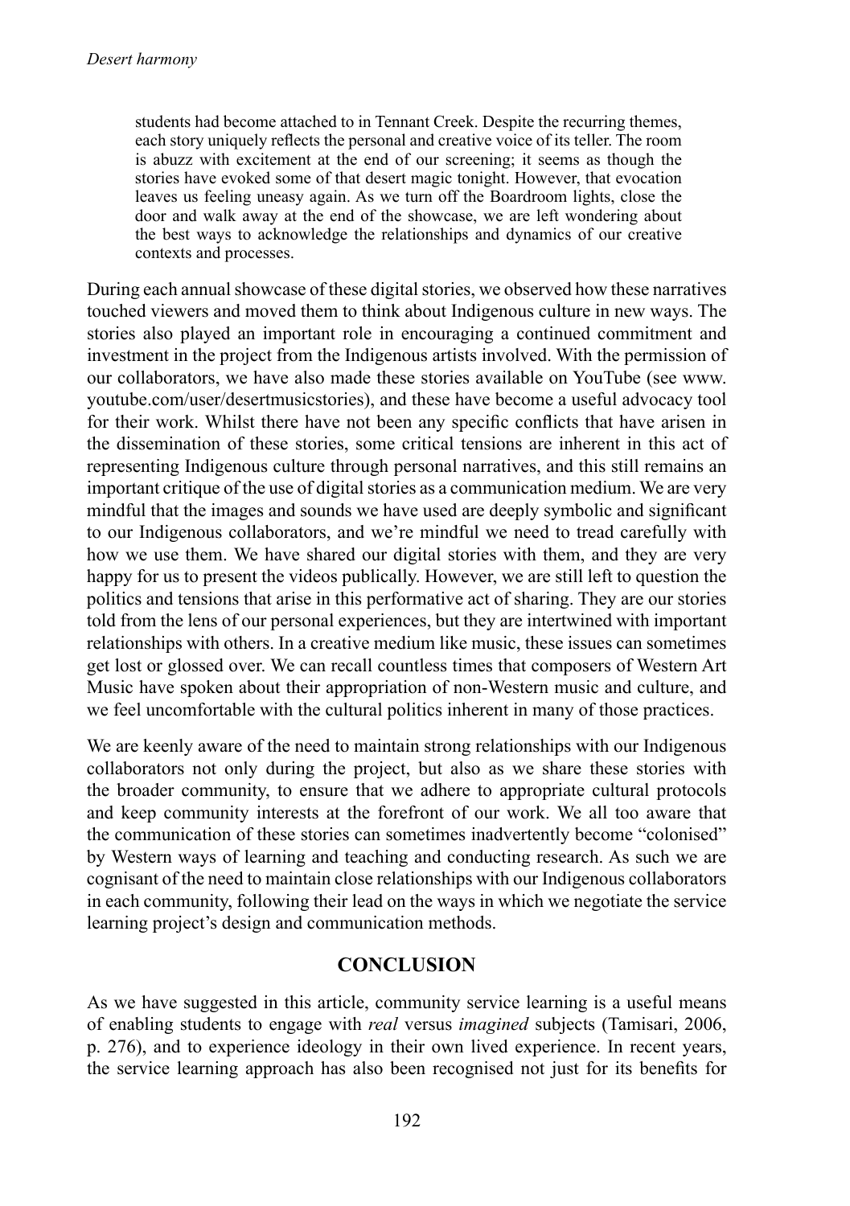> students had become attached to in Tennant Creek. Despite the recurring themes, each story uniquely reflects the personal and creative voice of its teller. The room is abuzz with excitement at the end of our screening; it seems as though the stories have evoked some of that desert magic tonight. However, that evocation leaves us feeling uneasy again. As we turn off the Boardroom lights, close the door and walk away at the end of the showcase, we are left wondering about the best ways to acknowledge the relationships and dynamics of our creative contexts and processes.

During each annual showcase of these digital stories, we observed how these narratives touched viewers and moved them to think about Indigenous culture in new ways. The stories also played an important role in encouraging a continued commitment and investment in the project from the Indigenous artists involved. With the permission of our collaborators, we have also made these stories available on YouTube (see www.youtube.com/user/desertmusicstories), and these have become a useful advocacy tool for their work. Whilst there have not been any specific conflicts that have arisen in the dissemination of these stories, some critical tensions are inherent in this act of representing Indigenous culture through personal narratives, and this still remains an important critique of the use of digital stories as a communication medium. We are very mindful that the images and sounds we have used are deeply symbolic and significant to our Indigenous collaborators, and we're mindful we need to tread carefully with how we use them. We have shared our digital stories with them, and they are very happy for us to present the videos publically. However, we are still left to question the politics and tensions that arise in this performative act of sharing. They are our stories told from the lens of our personal experiences, but they are intertwined with important relationships with others. In a creative medium like music, these issues can sometimes get lost or glossed over. We can recall countless times that composers of Western Art Music have spoken about their appropriation of non-Western music and culture, and we feel uncomfortable with the cultural politics inherent in many of those practices.

We are keenly aware of the need to maintain strong relationships with our Indigenous collaborators not only during the project, but also as we share these stories with the broader community, to ensure that we adhere to appropriate cultural protocols and keep community interests at the forefront of our work. We all too aware that the communication of these stories can sometimes inadvertently become "colonised" by Western ways of learning and teaching and conducting research. As such we are cognisant of the need to maintain close relationships with our Indigenous collaborators in each community, following their lead on the ways in which we negotiate the service learning project's design and communication methods.

## CONCLUSION

As we have suggested in this article, community service learning is a useful means of enabling students to engage with *real* versus *imagined* subjects (Tamisari, 2006, p. 276), and to experience ideology in their own lived experience. In recent years, the service learning approach has also been recognised not just for its benefits for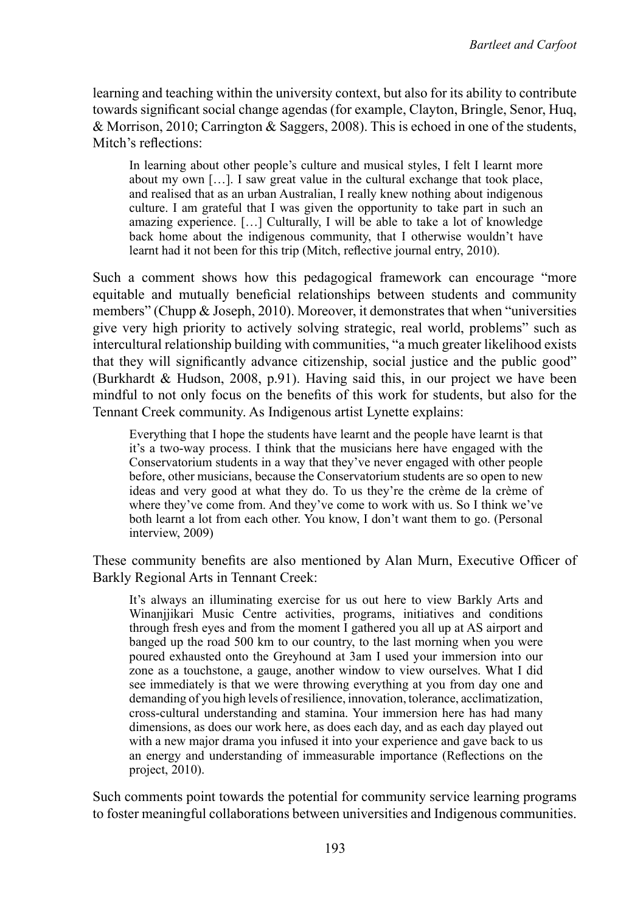learning and teaching within the university context, but also for its ability to contribute towards significant social change agendas (for example, Clayton, Bringle, Senor, Huq, & Morrison, 2010; Carrington & Saggers, 2008). This is echoed in one of the students, Mitch's reflections:

> In learning about other people's culture and musical styles, I felt I learnt more about my own […]. I saw great value in the cultural exchange that took place, and realised that as an urban Australian, I really knew nothing about indigenous culture. I am grateful that I was given the opportunity to take part in such an amazing experience. […] Culturally, I will be able to take a lot of knowledge back home about the indigenous community, that I otherwise wouldn't have learnt had it not been for this trip (Mitch, reflective journal entry, 2010).

Such a comment shows how this pedagogical framework can encourage "more equitable and mutually beneficial relationships between students and community members" (Chupp & Joseph, 2010). Moreover, it demonstrates that when "universities give very high priority to actively solving strategic, real world, problems" such as intercultural relationship building with communities, "a much greater likelihood exists that they will significantly advance citizenship, social justice and the public good" (Burkhardt & Hudson, 2008, p.91). Having said this, in our project we have been mindful to not only focus on the benefits of this work for students, but also for the Tennant Creek community. As Indigenous artist Lynette explains:

> Everything that I hope the students have learnt and the people have learnt is that it's a two-way process. I think that the musicians here have engaged with the Conservatorium students in a way that they've never engaged with other people before, other musicians, because the Conservatorium students are so open to new ideas and very good at what they do. To us they're the crème de la crème of where they've come from. And they've come to work with us. So I think we've both learnt a lot from each other. You know, I don't want them to go. (Personal interview, 2009)

These community benefits are also mentioned by Alan Murn, Executive Officer of Barkly Regional Arts in Tennant Creek:

> It's always an illuminating exercise for us out here to view Barkly Arts and Winanjjikari Music Centre activities, programs, initiatives and conditions through fresh eyes and from the moment I gathered you all up at AS airport and banged up the road 500 km to our country, to the last morning when you were poured exhausted onto the Greyhound at 3am I used your immersion into our zone as a touchstone, a gauge, another window to view ourselves. What I did see immediately is that we were throwing everything at you from day one and demanding of you high levels of resilience, innovation, tolerance, acclimatization, cross-cultural understanding and stamina. Your immersion here has had many dimensions, as does our work here, as does each day, and as each day played out with a new major drama you infused it into your experience and gave back to us an energy and understanding of immeasurable importance (Reflections on the project, 2010).

Such comments point towards the potential for community service learning programs to foster meaningful collaborations between universities and Indigenous communities.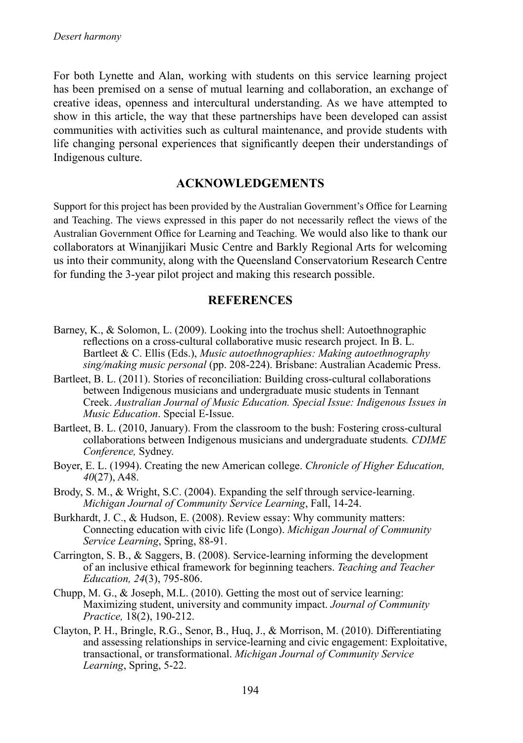For both Lynette and Alan, working with students on this service learning project has been premised on a sense of mutual learning and collaboration, an exchange of creative ideas, openness and intercultural understanding. As we have attempted to show in this article, the way that these partnerships have been developed can assist communities with activities such as cultural maintenance, and provide students with life changing personal experiences that significantly deepen their understandings of Indigenous culture.

## ACKNOWLEDGEMENTS

Support for this project has been provided by the Australian Government's Office for Learning and Teaching. The views expressed in this paper do not necessarily reflect the views of the Australian Government Office for Learning and Teaching. We would also like to thank our collaborators at Winanjjikari Music Centre and Barkly Regional Arts for welcoming us into their community, along with the Queensland Conservatorium Research Centre for funding the 3-year pilot project and making this research possible.

## REFERENCES

Barney, K., & Solomon, L. (2009). Looking into the trochus shell: Autoethnographic reflections on a cross-cultural collaborative music research project. In B. L. Bartleet & C. Ellis (Eds.), *Music autoethnographies: Making autoethnography sing/making music personal* (pp. 208-224). Brisbane: Australian Academic Press.

Bartleet, B. L. (2011). Stories of reconciliation: Building cross-cultural collaborations between Indigenous musicians and undergraduate music students in Tennant Creek. *Australian Journal of Music Education. Special Issue: Indigenous Issues in Music Education*. Special E-Issue.

Bartleet, B. L. (2010, January). From the classroom to the bush: Fostering cross-cultural collaborations between Indigenous musicians and undergraduate students*. CDIME Conference,* Sydney.

Boyer, E. L. (1994). Creating the new American college. *Chronicle of Higher Education, 40*(27), A48.

Brody, S. M., & Wright, S.C. (2004). Expanding the self through service-learning. *Michigan Journal of Community Service Learning*, Fall, 14-24.

Burkhardt, J. C., & Hudson, E. (2008). Review essay: Why community matters: Connecting education with civic life (Longo). *Michigan Journal of Community Service Learning*, Spring, 88-91.

Carrington, S. B., & Saggers, B. (2008). Service-learning informing the development of an inclusive ethical framework for beginning teachers. *Teaching and Teacher Education, 24*(3), 795-806.

Chupp, M. G., & Joseph, M.L. (2010). Getting the most out of service learning: Maximizing student, university and community impact. *Journal of Community Practice,* 18(2), 190-212.

Clayton, P. H., Bringle, R.G., Senor, B., Huq, J., & Morrison, M. (2010). Differentiating and assessing relationships in service-learning and civic engagement: Exploitative, transactional, or transformational. *Michigan Journal of Community Service Learning*, Spring, 5-22.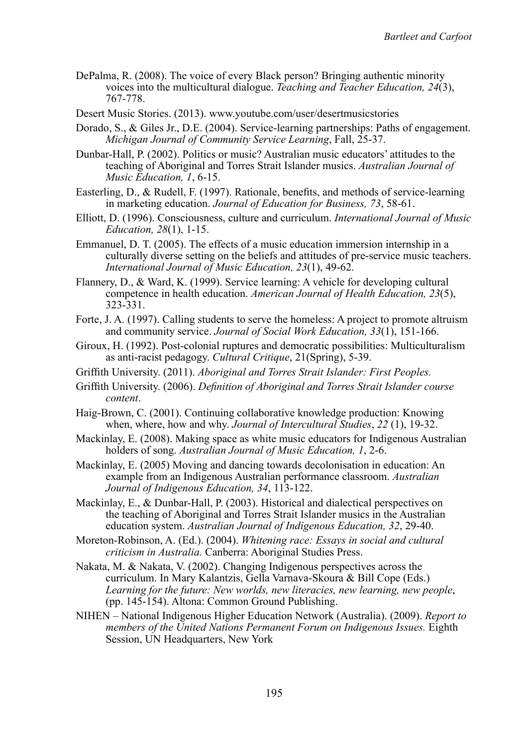DePalma, R. (2008). The voice of every Black person? Bringing authentic minority voices into the multicultural dialogue. *Teaching and Teacher Education, 24*(3), 767-778.

Desert Music Stories. (2013). www.youtube.com/user/desertmusicstories

Dorado, S., & Giles Jr., D.E. (2004). Service-learning partnerships: Paths of engagement. *Michigan Journal of Community Service Learning*, Fall, 25-37.

Dunbar-Hall, P. (2002). Politics or music? Australian music educators' attitudes to the teaching of Aboriginal and Torres Strait Islander musics. *Australian Journal of Music Education, 1*, 6-15.

Easterling, D., & Rudell, F. (1997). Rationale, benefits, and methods of service-learning in marketing education. *Journal of Education for Business, 73*, 58-61.

Elliott, D. (1996). Consciousness, culture and curriculum. *International Journal of Music Education, 28*(1), 1-15.

Emmanuel, D. T. (2005). The effects of a music education immersion internship in a culturally diverse setting on the beliefs and attitudes of pre-service music teachers. *International Journal of Music Education, 23*(1), 49-62.

Flannery, D., & Ward, K. (1999). Service learning: A vehicle for developing cultural competence in health education. *American Journal of Health Education, 23*(5), 323-331.

Forte, J. A. (1997). Calling students to serve the homeless: A project to promote altruism and community service. *Journal of Social Work Education, 33*(1), 151-166.

Giroux, H. (1992). Post-colonial ruptures and democratic possibilities: Multiculturalism as anti-racist pedagogy. *Cultural Critique*, 21(Spring), 5-39.

Griffith University. (2011). *Aboriginal and Torres Strait Islander: First Peoples.*

Griffith University. (2006). *Definition of Aboriginal and Torres Strait Islander course content*.

Haig-Brown, C. (2001). Continuing collaborative knowledge production: Knowing when, where, how and why. *Journal of Intercultural Studies*, *22* (1), 19-32.

Mackinlay, E. (2008). Making space as white music educators for Indigenous Australian holders of song. *Australian Journal of Music Education, 1*, 2-6.

Mackinlay, E. (2005) Moving and dancing towards decolonisation in education: An example from an Indigenous Australian performance classroom. *Australian Journal of Indigenous Education, 34*, 113-122.

Mackinlay, E., & Dunbar-Hall, P. (2003). Historical and dialectical perspectives on the teaching of Aboriginal and Torres Strait Islander musics in the Australian education system. *Australian Journal of Indigenous Education, 32*, 29-40.

Moreton-Robinson, A. (Ed.). (2004). *Whitening race: Essays in social and cultural criticism in Australia.* Canberra: Aboriginal Studies Press.

Nakata, M. & Nakata, V. (2002). Changing Indigenous perspectives across the curriculum. In Mary Kalantzis, Gella Varnava-Skoura & Bill Cope (Eds.) *Learning for the future: New worlds, new literacies, new learning, new people*, (pp. 145-154). Altona: Common Ground Publishing.

NIHEN – National Indigenous Higher Education Network (Australia). (2009). *Report to members of the United Nations Permanent Forum on Indigenous Issues.* Eighth Session, UN Headquarters, New York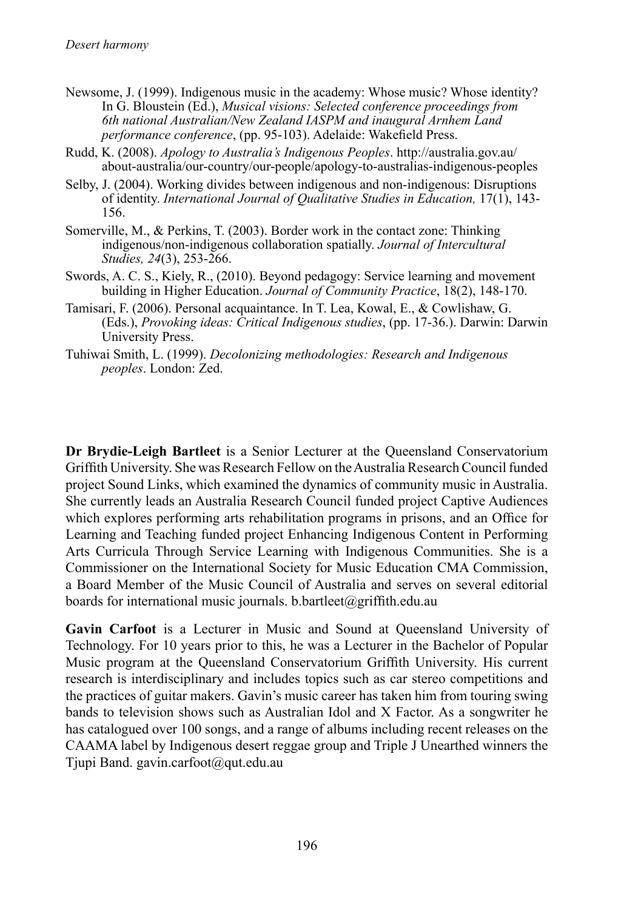Newsome, J. (1999). Indigenous music in the academy: Whose music? Whose identity? In G. Bloustein (Ed.), *Musical visions: Selected conference proceedings from 6th national Australian/New Zealand IASPM and inaugural Arnhem Land performance conference*, (pp. 95-103). Adelaide: Wakefield Press.

Rudd, K. (2008). *Apology to Australia's Indigenous Peoples*. http://australia.gov.au/about-australia/our-country/our-people/apology-to-australias-indigenous-peoples

Selby, J. (2004). Working divides between indigenous and non-indigenous: Disruptions of identity. *International Journal of Qualitative Studies in Education,* 17(1), 143-156.

Somerville, M., & Perkins, T. (2003). Border work in the contact zone: Thinking indigenous/non-indigenous collaboration spatially. *Journal of Intercultural Studies, 24*(3), 253-266.

Swords, A. C. S., Kiely, R., (2010). Beyond pedagogy: Service learning and movement building in Higher Education. *Journal of Community Practice*, 18(2), 148-170.

Tamisari, F. (2006). Personal acquaintance. In T. Lea, Kowal, E., & Cowlishaw, G. (Eds.), *Provoking ideas: Critical Indigenous studies*, (pp. 17-36.). Darwin: Darwin University Press.

Tuhiwai Smith, L. (1999). *Decolonizing methodologies: Research and Indigenous peoples*. London: Zed.

**Dr Brydie-Leigh Bartleet** is a Senior Lecturer at the Queensland Conservatorium Griffith University. She was Research Fellow on the Australia Research Council funded project Sound Links, which examined the dynamics of community music in Australia. She currently leads an Australia Research Council funded project Captive Audiences which explores performing arts rehabilitation programs in prisons, and an Office for Learning and Teaching funded project Enhancing Indigenous Content in Performing Arts Curricula Through Service Learning with Indigenous Communities. She is a Commissioner on the International Society for Music Education CMA Commission, a Board Member of the Music Council of Australia and serves on several editorial boards for international music journals. b.bartleet@griffith.edu.au

**Gavin Carfoot** is a Lecturer in Music and Sound at Queensland University of Technology. For 10 years prior to this, he was a Lecturer in the Bachelor of Popular Music program at the Queensland Conservatorium Griffith University. His current research is interdisciplinary and includes topics such as car stereo competitions and the practices of guitar makers. Gavin's music career has taken him from touring swing bands to television shows such as Australian Idol and X Factor. As a songwriter he has catalogued over 100 songs, and a range of albums including recent releases on the CAAMA label by Indigenous desert reggae group and Triple J Unearthed winners the Tjupi Band. gavin.carfoot@qut.edu.au